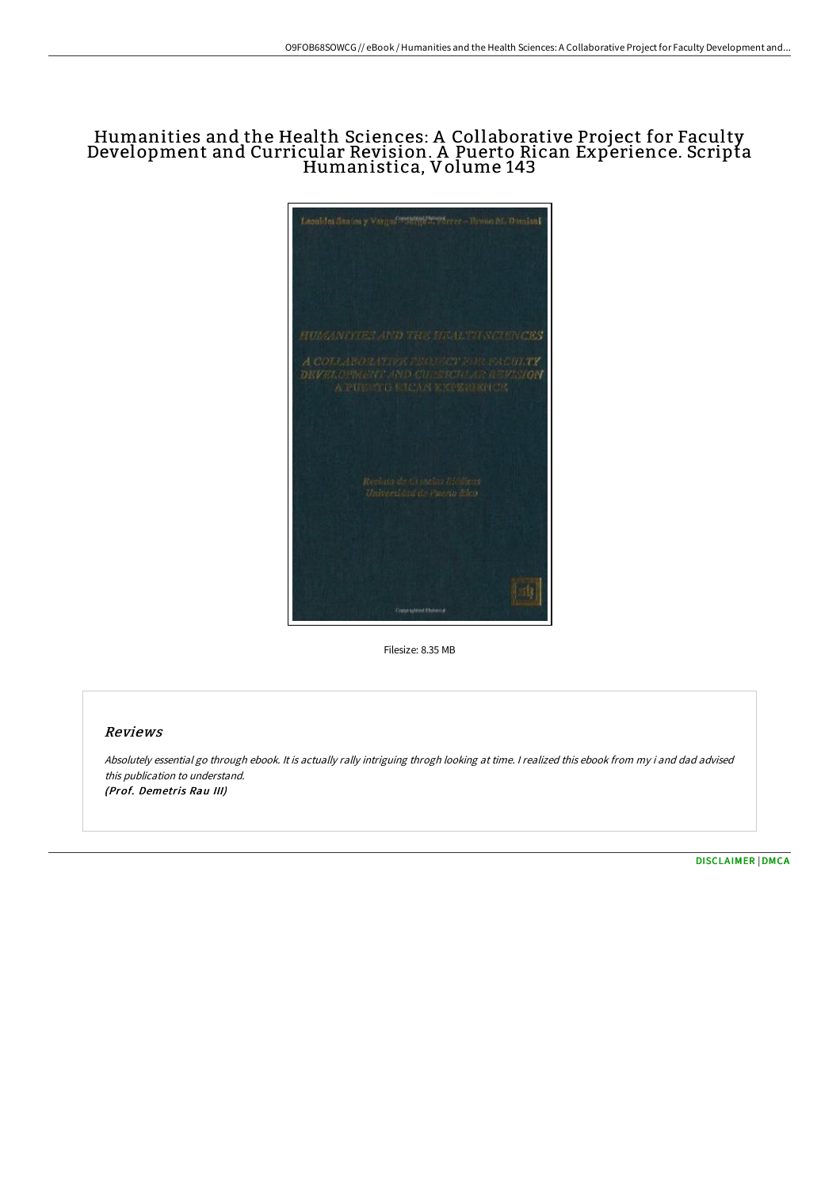# Humanities and the Health Sciences: A Collaborative Project for Faculty Development and Curricular Revision. A Puerto Rican Experience. Scripta Humanistica, Volume 143

Filesize: 8.35 MB

## Reviews

*Absolutely essential go through ebook. It is actually rally intriguing throgh looking at time. I realized this ebook from my i and dad advised this publication to understand.*
***(Prof. Demetris Rau III)***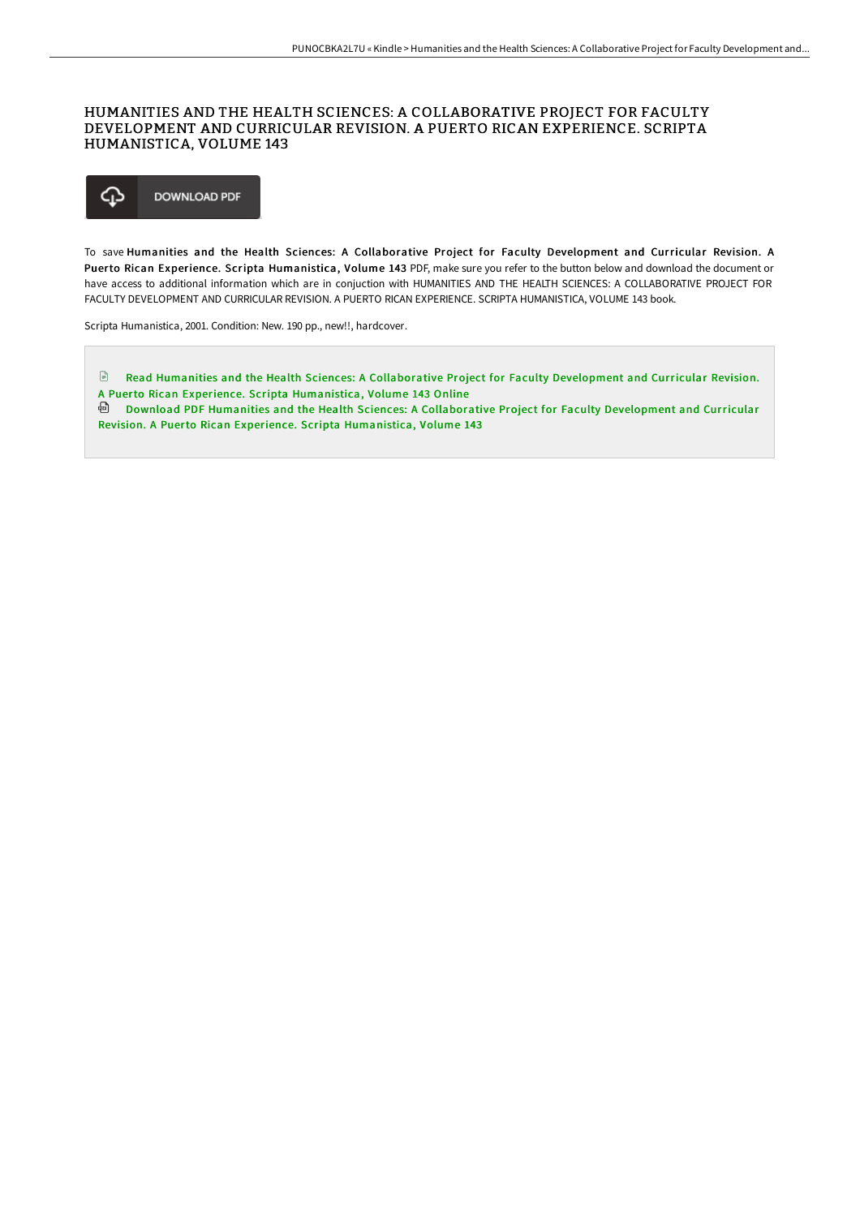# HUMANITIES AND THE HEALTH SCIENCES: A COLLABORATIVE PROJECT FOR FACULTY DEVELOPMENT AND CURRICULAR REVISION. A PUERTO RICAN EXPERIENCE. SCRIPTA HUMANISTICA, VOLUME 143

DOWNLOAD PDF

To save **Humanities and the Health Sciences: A Collaborative Project for Faculty Development and Curricular Revision. A Puerto Rican Experience. Scripta Humanistica, Volume 143** PDF, make sure you refer to the button below and download the document or have access to additional information which are in conjuction with HUMANITIES AND THE HEALTH SCIENCES: A COLLABORATIVE PROJECT FOR FACULTY DEVELOPMENT AND CURRICULAR REVISION. A PUERTO RICAN EXPERIENCE. SCRIPTA HUMANISTICA, VOLUME 143 book.

Scripta Humanistica, 2001. Condition: New. 190 pp., new!!, hardcover.

Read Humanities and the Health Sciences: A Collaborative Project for Faculty Development and Curricular Revision. A Puerto Rican Experience. Scripta Humanistica, Volume 143 Online

Download PDF Humanities and the Health Sciences: A Collaborative Project for Faculty Development and Curricular Revision. A Puerto Rican Experience. Scripta Humanistica, Volume 143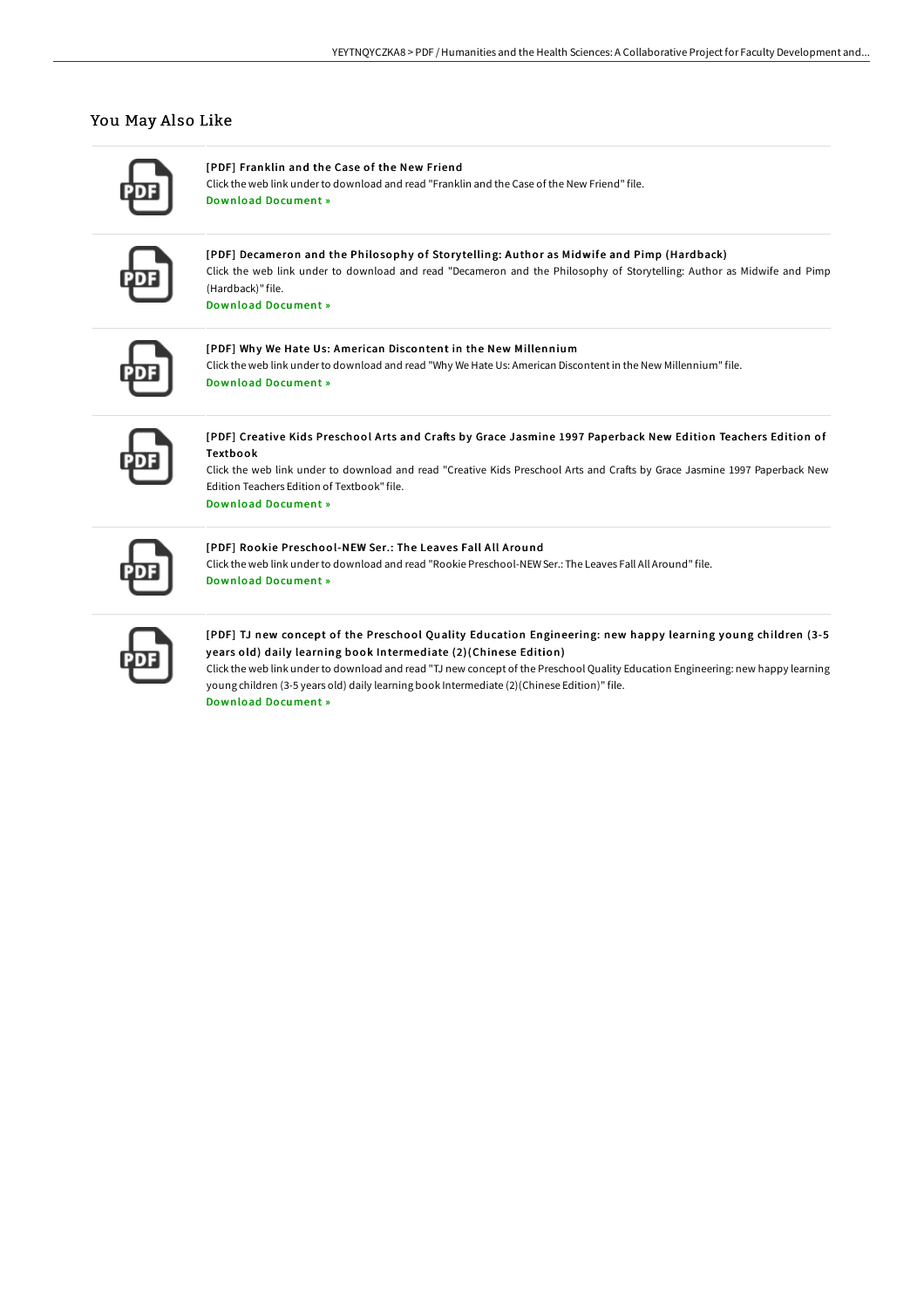## You May Also Like

**[PDF] Franklin and the Case of the New Friend**

Click the web link under to download and read "Franklin and the Case of the New Friend" file.

Download Document »

**[PDF] Decameron and the Philosophy of Storytelling: Author as Midwife and Pimp (Hardback)**

Click the web link under to download and read "Decameron and the Philosophy of Storytelling: Author as Midwife and Pimp (Hardback)" file.

Download Document »

**[PDF] Why We Hate Us: American Discontent in the New Millennium**

Click the web link under to download and read "Why We Hate Us: American Discontent in the New Millennium" file.

Download Document »

**[PDF] Creative Kids Preschool Arts and Crafts by Grace Jasmine 1997 Paperback New Edition Teachers Edition of Textbook**

Click the web link under to download and read "Creative Kids Preschool Arts and Crafts by Grace Jasmine 1997 Paperback New Edition Teachers Edition of Textbook" file.

Download Document »

**[PDF] Rookie Preschool-NEW Ser.: The Leaves Fall All Around**

Click the web link under to download and read "Rookie Preschool-NEW Ser.: The Leaves Fall All Around" file.

Download Document »

**[PDF] TJ new concept of the Preschool Quality Education Engineering: new happy learning young children (3-5 years old) daily learning book Intermediate (2)(Chinese Edition)**

Click the web link under to download and read "TJ new concept of the Preschool Quality Education Engineering: new happy learning young children (3-5 years old) daily learning book Intermediate (2)(Chinese Edition)" file.

Download Document »